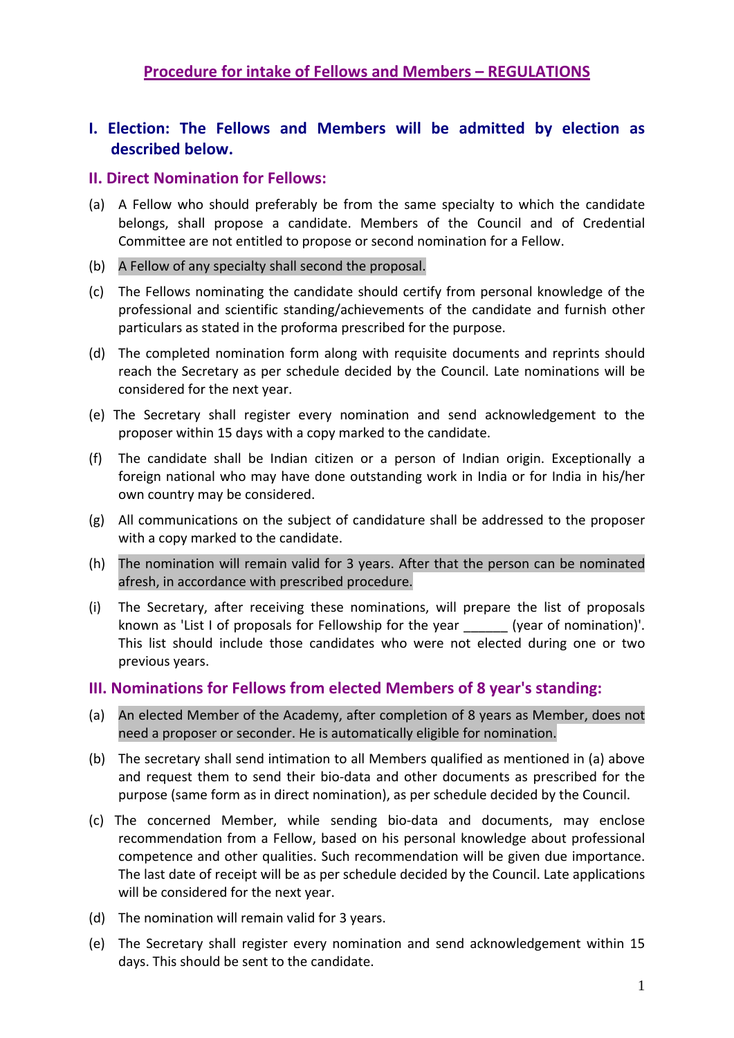# Procedure for intake of Fellows and Members – REGULATIONS

## I. Election: The Fellows and Members will be admitted by election as described below.

## II. Direct Nomination for Fellows:

(a) A Fellow who should preferably be from the same specialty to which the candidate belongs, shall propose a candidate. Members of the Council and of Credential Committee are not entitled to propose or second nomination for a Fellow.

(b) A Fellow of any specialty shall second the proposal.

(c) The Fellows nominating the candidate should certify from personal knowledge of the professional and scientific standing/achievements of the candidate and furnish other particulars as stated in the proforma prescribed for the purpose.

(d) The completed nomination form along with requisite documents and reprints should reach the Secretary as per schedule decided by the Council. Late nominations will be considered for the next year.

(e) The Secretary shall register every nomination and send acknowledgement to the proposer within 15 days with a copy marked to the candidate.

(f) The candidate shall be Indian citizen or a person of Indian origin. Exceptionally a foreign national who may have done outstanding work in India or for India in his/her own country may be considered.

(g) All communications on the subject of candidature shall be addressed to the proposer with a copy marked to the candidate.

(h) The nomination will remain valid for 3 years. After that the person can be nominated afresh, in accordance with prescribed procedure.

(i) The Secretary, after receiving these nominations, will prepare the list of proposals known as 'List I of proposals for Fellowship for the year ______ (year of nomination)'. This list should include those candidates who were not elected during one or two previous years.

## III. Nominations for Fellows from elected Members of 8 year's standing:

(a) An elected Member of the Academy, after completion of 8 years as Member, does not need a proposer or seconder. He is automatically eligible for nomination.

(b) The secretary shall send intimation to all Members qualified as mentioned in (a) above and request them to send their bio-data and other documents as prescribed for the purpose (same form as in direct nomination), as per schedule decided by the Council.

(c) The concerned Member, while sending bio-data and documents, may enclose recommendation from a Fellow, based on his personal knowledge about professional competence and other qualities. Such recommendation will be given due importance. The last date of receipt will be as per schedule decided by the Council. Late applications will be considered for the next year.

(d) The nomination will remain valid for 3 years.

(e) The Secretary shall register every nomination and send acknowledgement within 15 days. This should be sent to the candidate.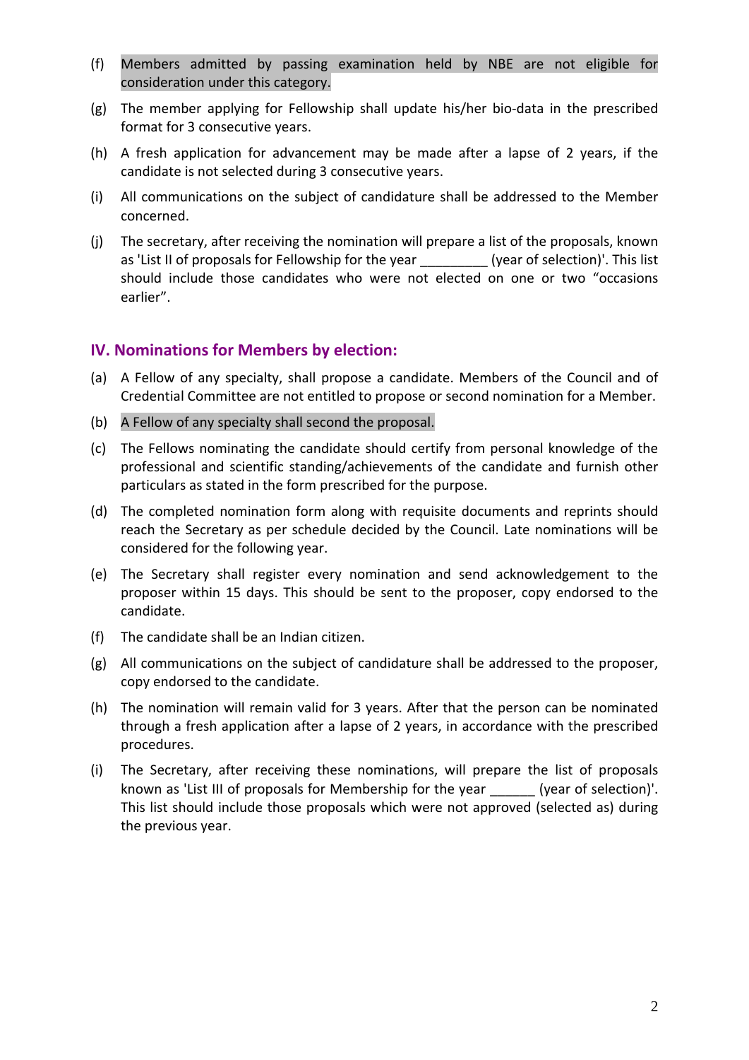(f) Members admitted by passing examination held by NBE are not eligible for consideration under this category.

(g) The member applying for Fellowship shall update his/her bio-data in the prescribed format for 3 consecutive years.

(h) A fresh application for advancement may be made after a lapse of 2 years, if the candidate is not selected during 3 consecutive years.

(i) All communications on the subject of candidature shall be addressed to the Member concerned.

(j) The secretary, after receiving the nomination will prepare a list of the proposals, known as 'List II of proposals for Fellowship for the year _________ (year of selection)'. This list should include those candidates who were not elected on one or two "occasions earlier".

## IV. Nominations for Members by election:

(a) A Fellow of any specialty, shall propose a candidate. Members of the Council and of Credential Committee are not entitled to propose or second nomination for a Member.

(b) A Fellow of any specialty shall second the proposal.

(c) The Fellows nominating the candidate should certify from personal knowledge of the professional and scientific standing/achievements of the candidate and furnish other particulars as stated in the form prescribed for the purpose.

(d) The completed nomination form along with requisite documents and reprints should reach the Secretary as per schedule decided by the Council. Late nominations will be considered for the following year.

(e) The Secretary shall register every nomination and send acknowledgement to the proposer within 15 days. This should be sent to the proposer, copy endorsed to the candidate.

(f) The candidate shall be an Indian citizen.

(g) All communications on the subject of candidature shall be addressed to the proposer, copy endorsed to the candidate.

(h) The nomination will remain valid for 3 years. After that the person can be nominated through a fresh application after a lapse of 2 years, in accordance with the prescribed procedures.

(i) The Secretary, after receiving these nominations, will prepare the list of proposals known as 'List III of proposals for Membership for the year ______ (year of selection)'. This list should include those proposals which were not approved (selected as) during the previous year.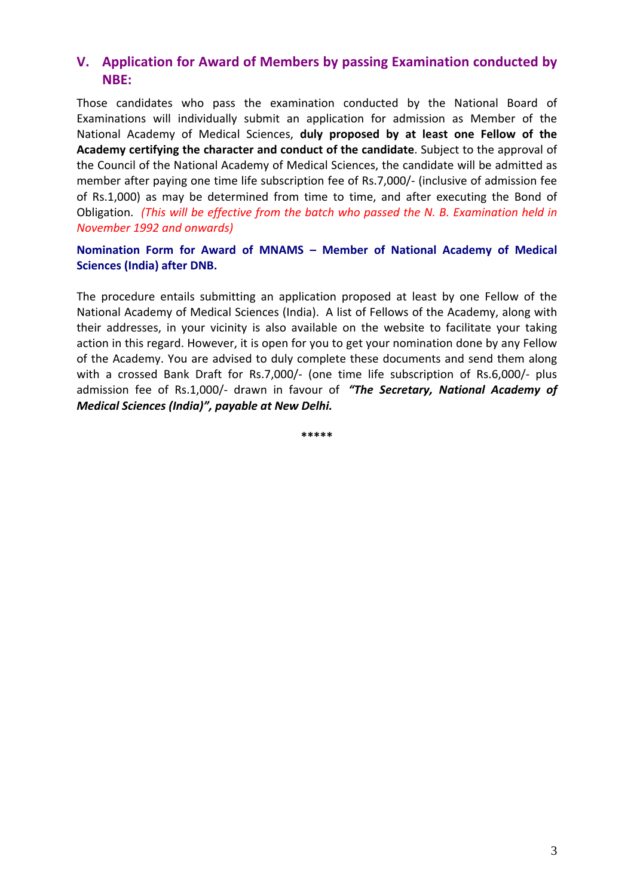## V. Application for Award of Members by passing Examination conducted by NBE:

Those candidates who pass the examination conducted by the National Board of Examinations will individually submit an application for admission as Member of the National Academy of Medical Sciences, **duly proposed by at least one Fellow of the Academy certifying the character and conduct of the candidate**. Subject to the approval of the Council of the National Academy of Medical Sciences, the candidate will be admitted as member after paying one time life subscription fee of Rs.7,000/- (inclusive of admission fee of Rs.1,000) as may be determined from time to time, and after executing the Bond of Obligation. *(This will be effective from the batch who passed the N. B. Examination held in November 1992 and onwards)*

**Nomination Form for Award of MNAMS – Member of National Academy of Medical Sciences (India) after DNB.**

The procedure entails submitting an application proposed at least by one Fellow of the National Academy of Medical Sciences (India). A list of Fellows of the Academy, along with their addresses, in your vicinity is also available on the website to facilitate your taking action in this regard. However, it is open for you to get your nomination done by any Fellow of the Academy. You are advised to duly complete these documents and send them along with a crossed Bank Draft for Rs.7,000/- (one time life subscription of Rs.6,000/- plus admission fee of Rs.1,000/- drawn in favour of ***"The Secretary, National Academy of Medical Sciences (India)", payable at New Delhi.***

\*\*\*\*\*